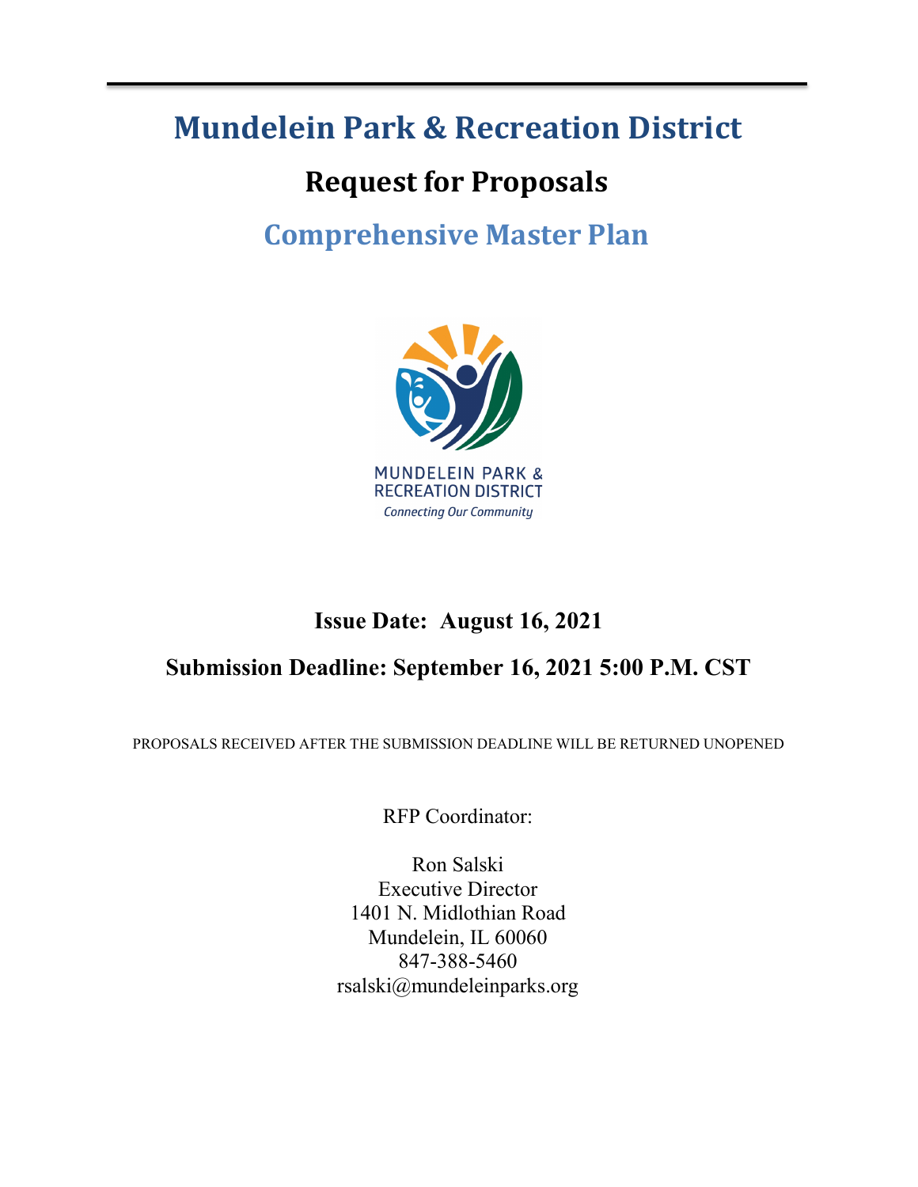# Mundelein Park & Recreation District

## Request for Proposals

## Comprehensive Master Plan

MUNDELEIN PARK & RECREATION DISTRICT
*Connecting Our Community*

**Issue Date: August 16, 2021**

**Submission Deadline: September 16, 2021 5:00 P.M. CST**

PROPOSALS RECEIVED AFTER THE SUBMISSION DEADLINE WILL BE RETURNED UNOPENED

RFP Coordinator:

Ron Salski
Executive Director
1401 N. Midlothian Road
Mundelein, IL 60060
847-388-5460
rsalski@mundeleinparks.org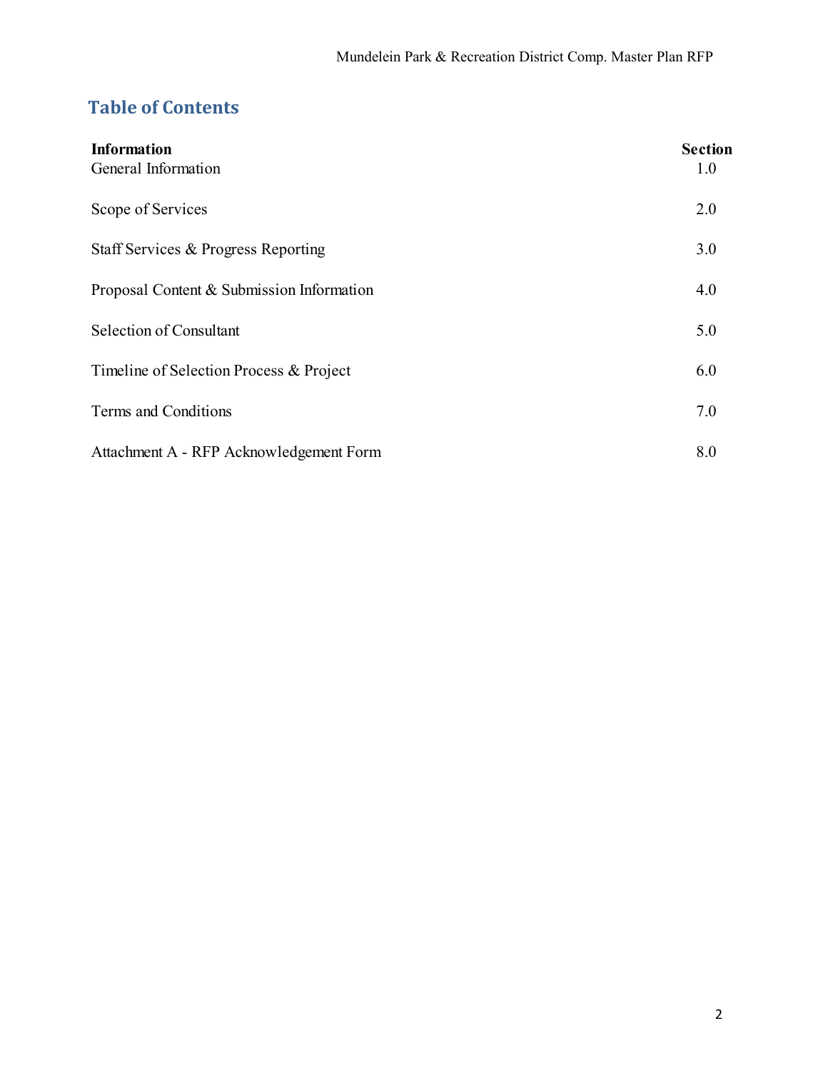## Table of Contents

| Information | Section |
|---|---|
| General Information | 1.0 |
| Scope of Services | 2.0 |
| Staff Services & Progress Reporting | 3.0 |
| Proposal Content & Submission Information | 4.0 |
| Selection of Consultant | 5.0 |
| Timeline of Selection Process & Project | 6.0 |
| Terms and Conditions | 7.0 |
| Attachment A - RFP Acknowledgement Form | 8.0 |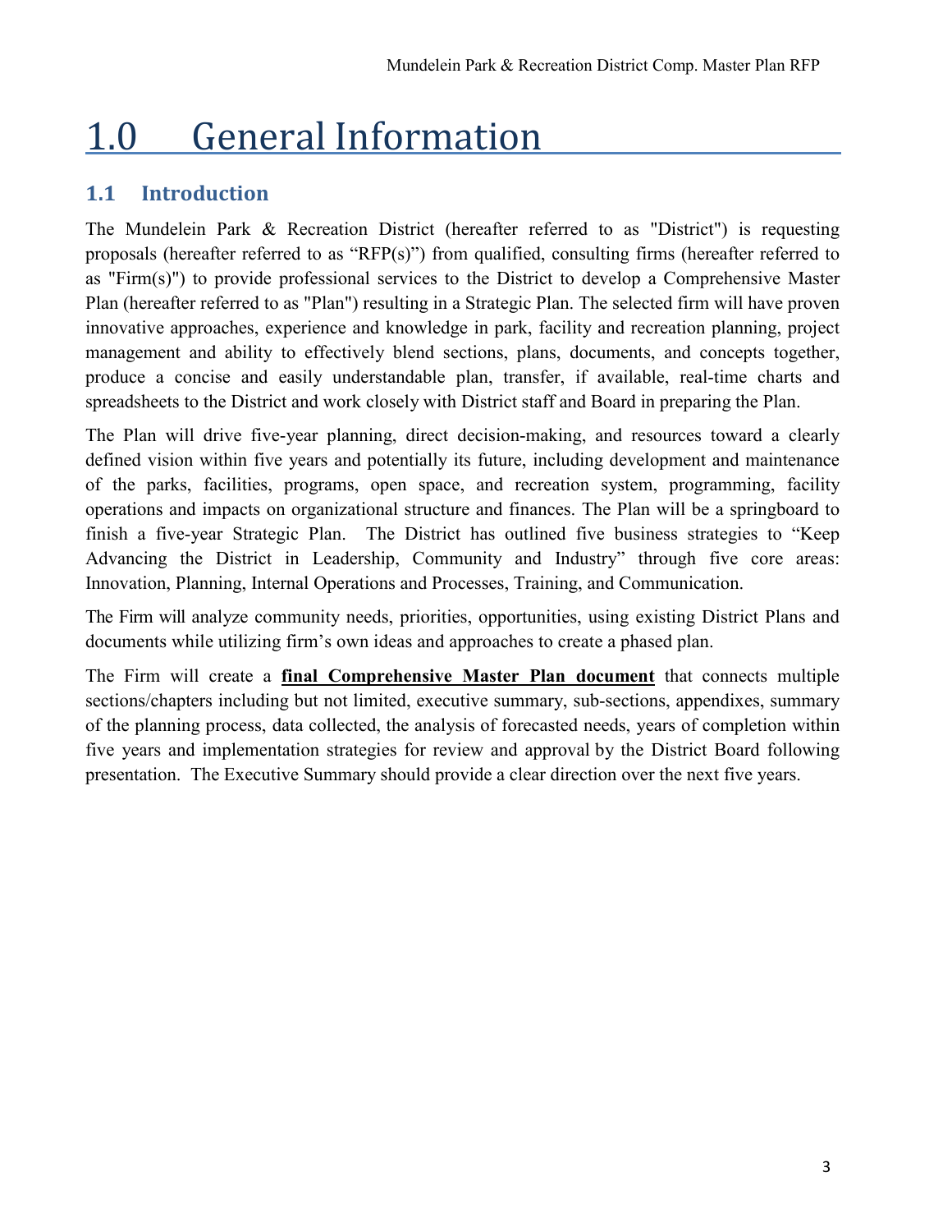# 1.0 General Information

## 1.1 Introduction

The Mundelein Park & Recreation District (hereafter referred to as "District") is requesting proposals (hereafter referred to as "RFP(s)") from qualified, consulting firms (hereafter referred to as "Firm(s)") to provide professional services to the District to develop a Comprehensive Master Plan (hereafter referred to as "Plan") resulting in a Strategic Plan. The selected firm will have proven innovative approaches, experience and knowledge in park, facility and recreation planning, project management and ability to effectively blend sections, plans, documents, and concepts together, produce a concise and easily understandable plan, transfer, if available, real-time charts and spreadsheets to the District and work closely with District staff and Board in preparing the Plan.

The Plan will drive five-year planning, direct decision-making, and resources toward a clearly defined vision within five years and potentially its future, including development and maintenance of the parks, facilities, programs, open space, and recreation system, programming, facility operations and impacts on organizational structure and finances. The Plan will be a springboard to finish a five-year Strategic Plan. The District has outlined five business strategies to "Keep Advancing the District in Leadership, Community and Industry" through five core areas: Innovation, Planning, Internal Operations and Processes, Training, and Communication.

The Firm will analyze community needs, priorities, opportunities, using existing District Plans and documents while utilizing firm's own ideas and approaches to create a phased plan.

The Firm will create a **final Comprehensive Master Plan document** that connects multiple sections/chapters including but not limited, executive summary, sub-sections, appendixes, summary of the planning process, data collected, the analysis of forecasted needs, years of completion within five years and implementation strategies for review and approval by the District Board following presentation. The Executive Summary should provide a clear direction over the next five years.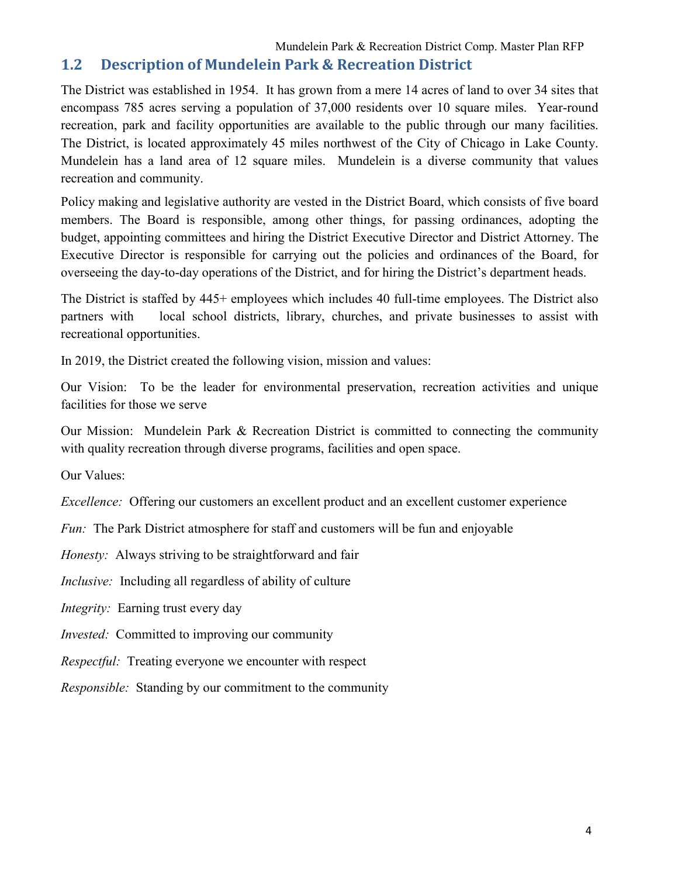## 1.2 Description of Mundelein Park & Recreation District

The District was established in 1954. It has grown from a mere 14 acres of land to over 34 sites that encompass 785 acres serving a population of 37,000 residents over 10 square miles. Year-round recreation, park and facility opportunities are available to the public through our many facilities. The District, is located approximately 45 miles northwest of the City of Chicago in Lake County. Mundelein has a land area of 12 square miles. Mundelein is a diverse community that values recreation and community.

Policy making and legislative authority are vested in the District Board, which consists of five board members. The Board is responsible, among other things, for passing ordinances, adopting the budget, appointing committees and hiring the District Executive Director and District Attorney. The Executive Director is responsible for carrying out the policies and ordinances of the Board, for overseeing the day-to-day operations of the District, and for hiring the District's department heads.

The District is staffed by 445+ employees which includes 40 full-time employees. The District also partners with local school districts, library, churches, and private businesses to assist with recreational opportunities.

In 2019, the District created the following vision, mission and values:

Our Vision: To be the leader for environmental preservation, recreation activities and unique facilities for those we serve

Our Mission: Mundelein Park & Recreation District is committed to connecting the community with quality recreation through diverse programs, facilities and open space.

Our Values:

*Excellence:* Offering our customers an excellent product and an excellent customer experience

*Fun:* The Park District atmosphere for staff and customers will be fun and enjoyable

*Honesty:* Always striving to be straightforward and fair

*Inclusive:* Including all regardless of ability of culture

*Integrity:* Earning trust every day

*Invested:* Committed to improving our community

*Respectful:* Treating everyone we encounter with respect

*Responsible:* Standing by our commitment to the community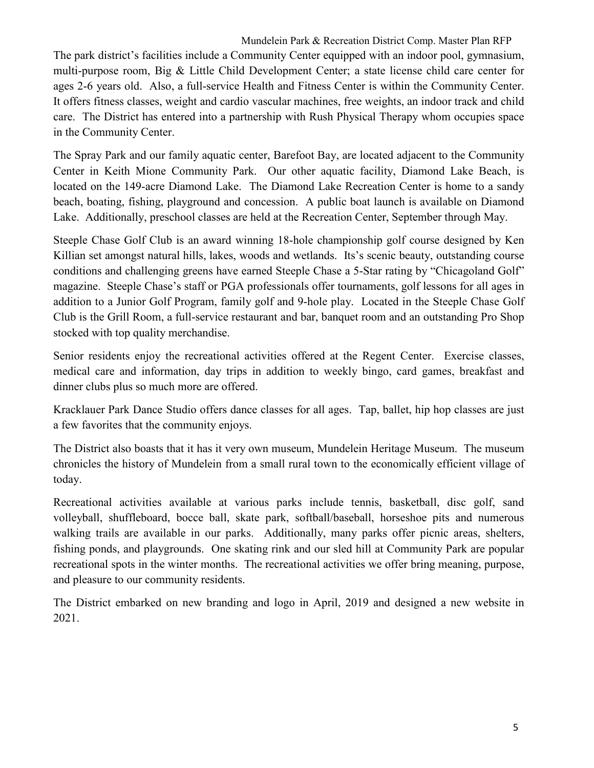The park district's facilities include a Community Center equipped with an indoor pool, gymnasium, multi-purpose room, Big & Little Child Development Center; a state license child care center for ages 2-6 years old. Also, a full-service Health and Fitness Center is within the Community Center. It offers fitness classes, weight and cardio vascular machines, free weights, an indoor track and child care. The District has entered into a partnership with Rush Physical Therapy whom occupies space in the Community Center.

The Spray Park and our family aquatic center, Barefoot Bay, are located adjacent to the Community Center in Keith Mione Community Park. Our other aquatic facility, Diamond Lake Beach, is located on the 149-acre Diamond Lake. The Diamond Lake Recreation Center is home to a sandy beach, boating, fishing, playground and concession. A public boat launch is available on Diamond Lake. Additionally, preschool classes are held at the Recreation Center, September through May.

Steeple Chase Golf Club is an award winning 18-hole championship golf course designed by Ken Killian set amongst natural hills, lakes, woods and wetlands. Its's scenic beauty, outstanding course conditions and challenging greens have earned Steeple Chase a 5-Star rating by "Chicagoland Golf" magazine. Steeple Chase's staff or PGA professionals offer tournaments, golf lessons for all ages in addition to a Junior Golf Program, family golf and 9-hole play. Located in the Steeple Chase Golf Club is the Grill Room, a full-service restaurant and bar, banquet room and an outstanding Pro Shop stocked with top quality merchandise.

Senior residents enjoy the recreational activities offered at the Regent Center. Exercise classes, medical care and information, day trips in addition to weekly bingo, card games, breakfast and dinner clubs plus so much more are offered.

Kracklauer Park Dance Studio offers dance classes for all ages. Tap, ballet, hip hop classes are just a few favorites that the community enjoys.

The District also boasts that it has it very own museum, Mundelein Heritage Museum. The museum chronicles the history of Mundelein from a small rural town to the economically efficient village of today.

Recreational activities available at various parks include tennis, basketball, disc golf, sand volleyball, shuffleboard, bocce ball, skate park, softball/baseball, horseshoe pits and numerous walking trails are available in our parks. Additionally, many parks offer picnic areas, shelters, fishing ponds, and playgrounds. One skating rink and our sled hill at Community Park are popular recreational spots in the winter months. The recreational activities we offer bring meaning, purpose, and pleasure to our community residents.

The District embarked on new branding and logo in April, 2019 and designed a new website in 2021.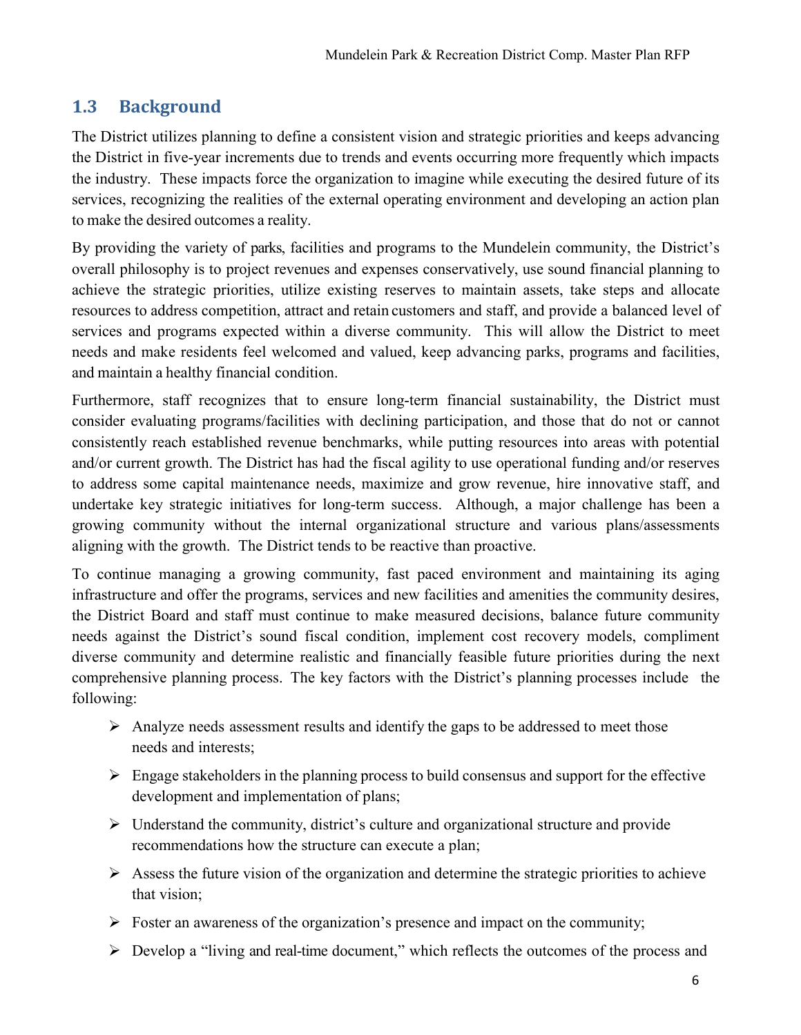## 1.3 Background

The District utilizes planning to define a consistent vision and strategic priorities and keeps advancing the District in five-year increments due to trends and events occurring more frequently which impacts the industry. These impacts force the organization to imagine while executing the desired future of its services, recognizing the realities of the external operating environment and developing an action plan to make the desired outcomes a reality.

By providing the variety of parks, facilities and programs to the Mundelein community, the District's overall philosophy is to project revenues and expenses conservatively, use sound financial planning to achieve the strategic priorities, utilize existing reserves to maintain assets, take steps and allocate resources to address competition, attract and retain customers and staff, and provide a balanced level of services and programs expected within a diverse community. This will allow the District to meet needs and make residents feel welcomed and valued, keep advancing parks, programs and facilities, and maintain a healthy financial condition.

Furthermore, staff recognizes that to ensure long-term financial sustainability, the District must consider evaluating programs/facilities with declining participation, and those that do not or cannot consistently reach established revenue benchmarks, while putting resources into areas with potential and/or current growth. The District has had the fiscal agility to use operational funding and/or reserves to address some capital maintenance needs, maximize and grow revenue, hire innovative staff, and undertake key strategic initiatives for long-term success. Although, a major challenge has been a growing community without the internal organizational structure and various plans/assessments aligning with the growth. The District tends to be reactive than proactive.

To continue managing a growing community, fast paced environment and maintaining its aging infrastructure and offer the programs, services and new facilities and amenities the community desires, the District Board and staff must continue to make measured decisions, balance future community needs against the District's sound fiscal condition, implement cost recovery models, compliment diverse community and determine realistic and financially feasible future priorities during the next comprehensive planning process. The key factors with the District's planning processes include the following:

- Analyze needs assessment results and identify the gaps to be addressed to meet those needs and interests;
- Engage stakeholders in the planning process to build consensus and support for the effective development and implementation of plans;
- Understand the community, district's culture and organizational structure and provide recommendations how the structure can execute a plan;
- Assess the future vision of the organization and determine the strategic priorities to achieve that vision;
- Foster an awareness of the organization's presence and impact on the community;
- Develop a "living and real-time document," which reflects the outcomes of the process and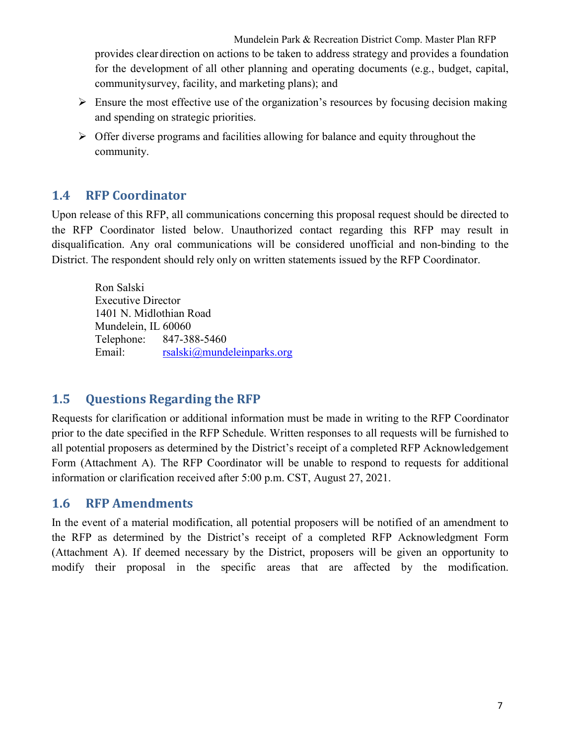provides clear direction on actions to be taken to address strategy and provides a foundation for the development of all other planning and operating documents (e.g., budget, capital, communitysurvey, facility, and marketing plans); and

- Ensure the most effective use of the organization's resources by focusing decision making and spending on strategic priorities.
- Offer diverse programs and facilities allowing for balance and equity throughout the community.

## 1.4 RFP Coordinator

Upon release of this RFP, all communications concerning this proposal request should be directed to the RFP Coordinator listed below. Unauthorized contact regarding this RFP may result in disqualification. Any oral communications will be considered unofficial and non-binding to the District. The respondent should rely only on written statements issued by the RFP Coordinator.

Ron Salski
Executive Director
1401 N. Midlothian Road
Mundelein, IL 60060
Telephone: 847-388-5460
Email: rsalski@mundeleinparks.org

## 1.5 Questions Regarding the RFP

Requests for clarification or additional information must be made in writing to the RFP Coordinator prior to the date specified in the RFP Schedule. Written responses to all requests will be furnished to all potential proposers as determined by the District's receipt of a completed RFP Acknowledgement Form (Attachment A). The RFP Coordinator will be unable to respond to requests for additional information or clarification received after 5:00 p.m. CST, August 27, 2021.

## 1.6 RFP Amendments

In the event of a material modification, all potential proposers will be notified of an amendment to the RFP as determined by the District's receipt of a completed RFP Acknowledgment Form (Attachment A). If deemed necessary by the District, proposers will be given an opportunity to modify their proposal in the specific areas that are affected by the modification.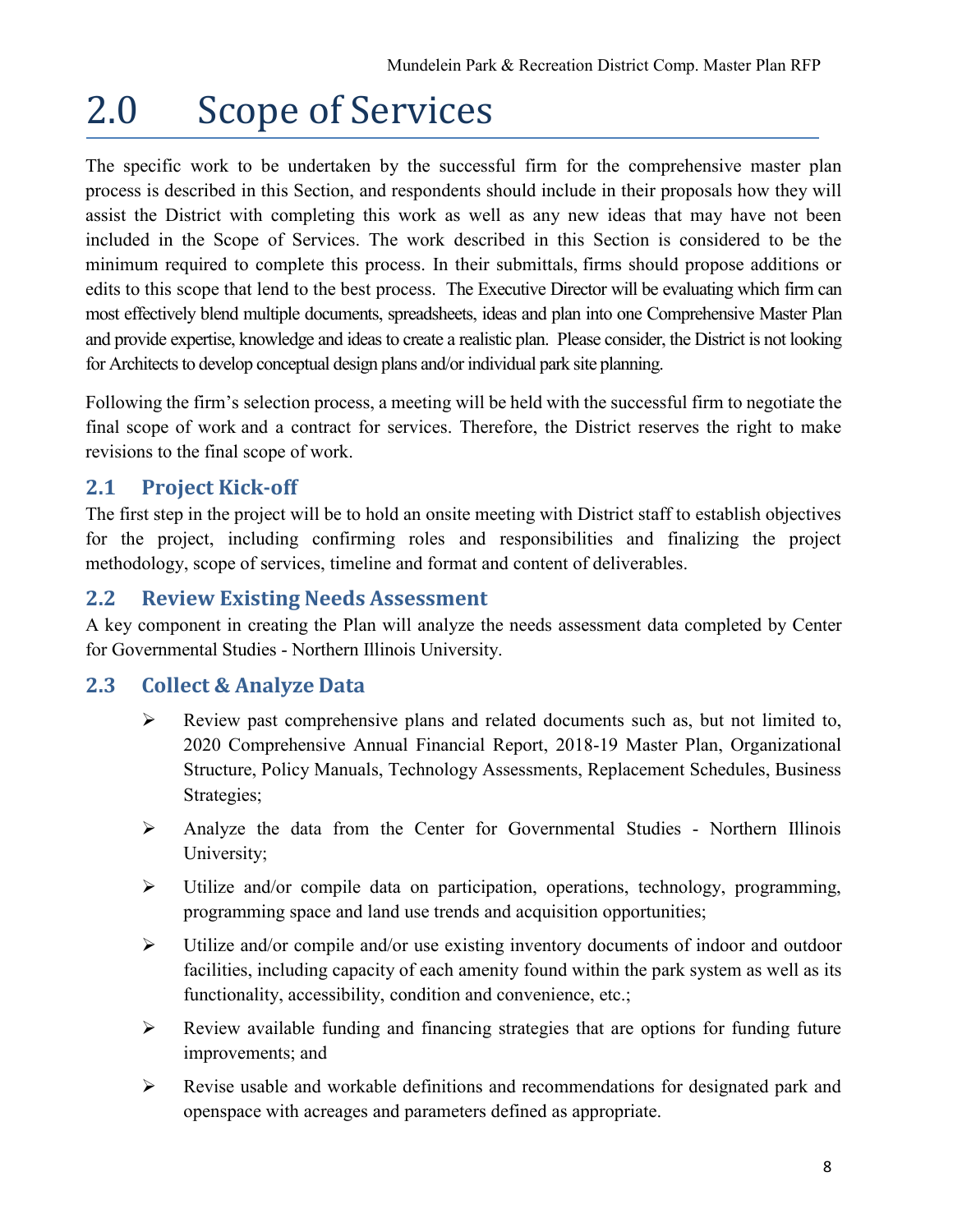# 2.0 Scope of Services

The specific work to be undertaken by the successful firm for the comprehensive master plan process is described in this Section, and respondents should include in their proposals how they will assist the District with completing this work as well as any new ideas that may have not been included in the Scope of Services. The work described in this Section is considered to be the minimum required to complete this process. In their submittals, firms should propose additions or edits to this scope that lend to the best process. The Executive Director will be evaluating which firm can most effectively blend multiple documents, spreadsheets, ideas and plan into one Comprehensive Master Plan and provide expertise, knowledge and ideas to create a realistic plan. Please consider, the District is not looking for Architects to develop conceptual design plans and/or individual park site planning.

Following the firm's selection process, a meeting will be held with the successful firm to negotiate the final scope of work and a contract for services. Therefore, the District reserves the right to make revisions to the final scope of work.

## 2.1 Project Kick-off

The first step in the project will be to hold an onsite meeting with District staff to establish objectives for the project, including confirming roles and responsibilities and finalizing the project methodology, scope of services, timeline and format and content of deliverables.

## 2.2 Review Existing Needs Assessment

A key component in creating the Plan will analyze the needs assessment data completed by Center for Governmental Studies - Northern Illinois University.

## 2.3 Collect & Analyze Data

- Review past comprehensive plans and related documents such as, but not limited to, 2020 Comprehensive Annual Financial Report, 2018-19 Master Plan, Organizational Structure, Policy Manuals, Technology Assessments, Replacement Schedules, Business Strategies;
- Analyze the data from the Center for Governmental Studies - Northern Illinois University;
- Utilize and/or compile data on participation, operations, technology, programming, programming space and land use trends and acquisition opportunities;
- Utilize and/or compile and/or use existing inventory documents of indoor and outdoor facilities, including capacity of each amenity found within the park system as well as its functionality, accessibility, condition and convenience, etc.;
- Review available funding and financing strategies that are options for funding future improvements; and
- Revise usable and workable definitions and recommendations for designated park and openspace with acreages and parameters defined as appropriate.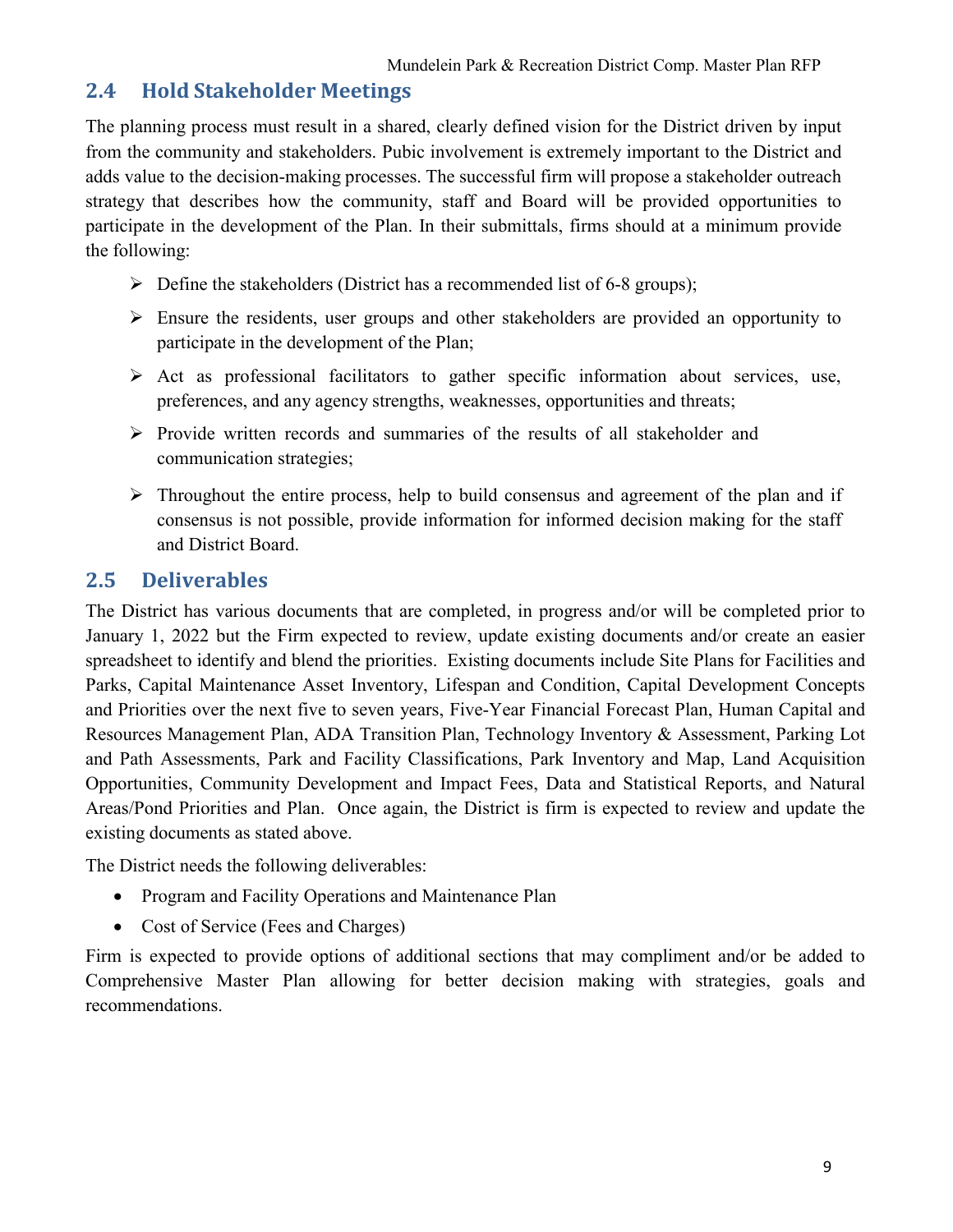## 2.4 Hold Stakeholder Meetings

The planning process must result in a shared, clearly defined vision for the District driven by input from the community and stakeholders. Pubic involvement is extremely important to the District and adds value to the decision-making processes. The successful firm will propose a stakeholder outreach strategy that describes how the community, staff and Board will be provided opportunities to participate in the development of the Plan. In their submittals, firms should at a minimum provide the following:

- Define the stakeholders (District has a recommended list of 6-8 groups);
- Ensure the residents, user groups and other stakeholders are provided an opportunity to participate in the development of the Plan;
- Act as professional facilitators to gather specific information about services, use, preferences, and any agency strengths, weaknesses, opportunities and threats;
- Provide written records and summaries of the results of all stakeholder and communication strategies;
- Throughout the entire process, help to build consensus and agreement of the plan and if consensus is not possible, provide information for informed decision making for the staff and District Board.

## 2.5 Deliverables

The District has various documents that are completed, in progress and/or will be completed prior to January 1, 2022 but the Firm expected to review, update existing documents and/or create an easier spreadsheet to identify and blend the priorities. Existing documents include Site Plans for Facilities and Parks, Capital Maintenance Asset Inventory, Lifespan and Condition, Capital Development Concepts and Priorities over the next five to seven years, Five-Year Financial Forecast Plan, Human Capital and Resources Management Plan, ADA Transition Plan, Technology Inventory & Assessment, Parking Lot and Path Assessments, Park and Facility Classifications, Park Inventory and Map, Land Acquisition Opportunities, Community Development and Impact Fees, Data and Statistical Reports, and Natural Areas/Pond Priorities and Plan. Once again, the District is firm is expected to review and update the existing documents as stated above.

The District needs the following deliverables:

- Program and Facility Operations and Maintenance Plan
- Cost of Service (Fees and Charges)

Firm is expected to provide options of additional sections that may compliment and/or be added to Comprehensive Master Plan allowing for better decision making with strategies, goals and recommendations.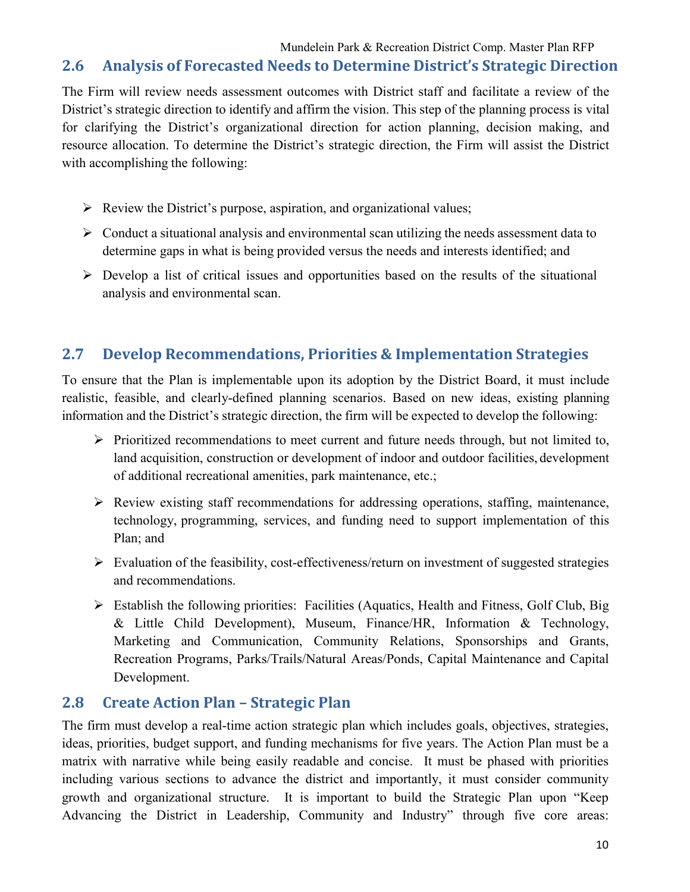## 2.6 Analysis of Forecasted Needs to Determine District's Strategic Direction

The Firm will review needs assessment outcomes with District staff and facilitate a review of the District's strategic direction to identify and affirm the vision. This step of the planning process is vital for clarifying the District's organizational direction for action planning, decision making, and resource allocation. To determine the District's strategic direction, the Firm will assist the District with accomplishing the following:

- Review the District's purpose, aspiration, and organizational values;
- Conduct a situational analysis and environmental scan utilizing the needs assessment data to determine gaps in what is being provided versus the needs and interests identified; and
- Develop a list of critical issues and opportunities based on the results of the situational analysis and environmental scan.

## 2.7 Develop Recommendations, Priorities & Implementation Strategies

To ensure that the Plan is implementable upon its adoption by the District Board, it must include realistic, feasible, and clearly-defined planning scenarios. Based on new ideas, existing planning information and the District's strategic direction, the firm will be expected to develop the following:

- Prioritized recommendations to meet current and future needs through, but not limited to, land acquisition, construction or development of indoor and outdoor facilities, development of additional recreational amenities, park maintenance, etc.;
- Review existing staff recommendations for addressing operations, staffing, maintenance, technology, programming, services, and funding need to support implementation of this Plan; and
- Evaluation of the feasibility, cost-effectiveness/return on investment of suggested strategies and recommendations.
- Establish the following priorities: Facilities (Aquatics, Health and Fitness, Golf Club, Big & Little Child Development), Museum, Finance/HR, Information & Technology, Marketing and Communication, Community Relations, Sponsorships and Grants, Recreation Programs, Parks/Trails/Natural Areas/Ponds, Capital Maintenance and Capital Development.

## 2.8 Create Action Plan – Strategic Plan

The firm must develop a real-time action strategic plan which includes goals, objectives, strategies, ideas, priorities, budget support, and funding mechanisms for five years. The Action Plan must be a matrix with narrative while being easily readable and concise. It must be phased with priorities including various sections to advance the district and importantly, it must consider community growth and organizational structure. It is important to build the Strategic Plan upon "Keep Advancing the District in Leadership, Community and Industry" through five core areas: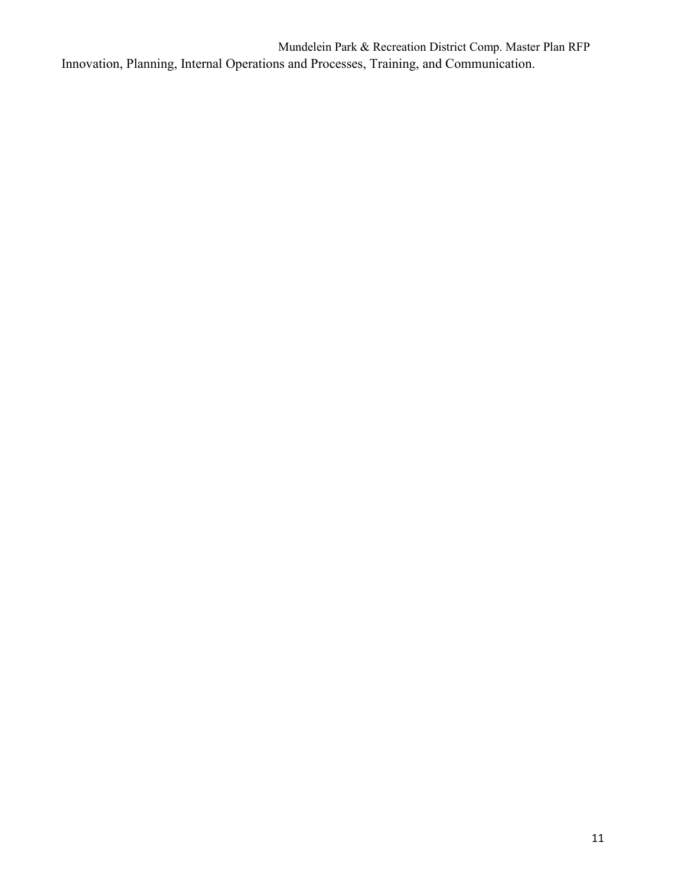Innovation, Planning, Internal Operations and Processes, Training, and Communication.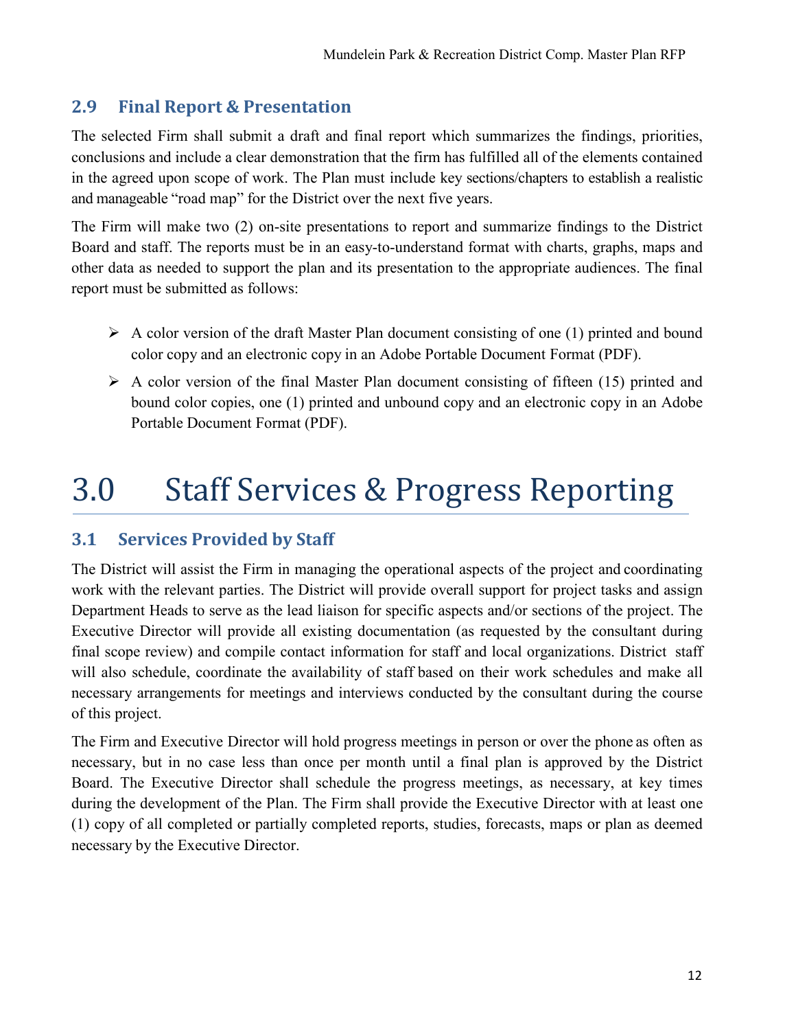## 2.9 Final Report & Presentation

The selected Firm shall submit a draft and final report which summarizes the findings, priorities, conclusions and include a clear demonstration that the firm has fulfilled all of the elements contained in the agreed upon scope of work. The Plan must include key sections/chapters to establish a realistic and manageable "road map" for the District over the next five years.

The Firm will make two (2) on-site presentations to report and summarize findings to the District Board and staff. The reports must be in an easy-to-understand format with charts, graphs, maps and other data as needed to support the plan and its presentation to the appropriate audiences. The final report must be submitted as follows:

- A color version of the draft Master Plan document consisting of one (1) printed and bound color copy and an electronic copy in an Adobe Portable Document Format (PDF).
- A color version of the final Master Plan document consisting of fifteen (15) printed and bound color copies, one (1) printed and unbound copy and an electronic copy in an Adobe Portable Document Format (PDF).

# 3.0 Staff Services & Progress Reporting

## 3.1 Services Provided by Staff

The District will assist the Firm in managing the operational aspects of the project and coordinating work with the relevant parties. The District will provide overall support for project tasks and assign Department Heads to serve as the lead liaison for specific aspects and/or sections of the project. The Executive Director will provide all existing documentation (as requested by the consultant during final scope review) and compile contact information for staff and local organizations. District staff will also schedule, coordinate the availability of staff based on their work schedules and make all necessary arrangements for meetings and interviews conducted by the consultant during the course of this project.

The Firm and Executive Director will hold progress meetings in person or over the phone as often as necessary, but in no case less than once per month until a final plan is approved by the District Board. The Executive Director shall schedule the progress meetings, as necessary, at key times during the development of the Plan. The Firm shall provide the Executive Director with at least one (1) copy of all completed or partially completed reports, studies, forecasts, maps or plan as deemed necessary by the Executive Director.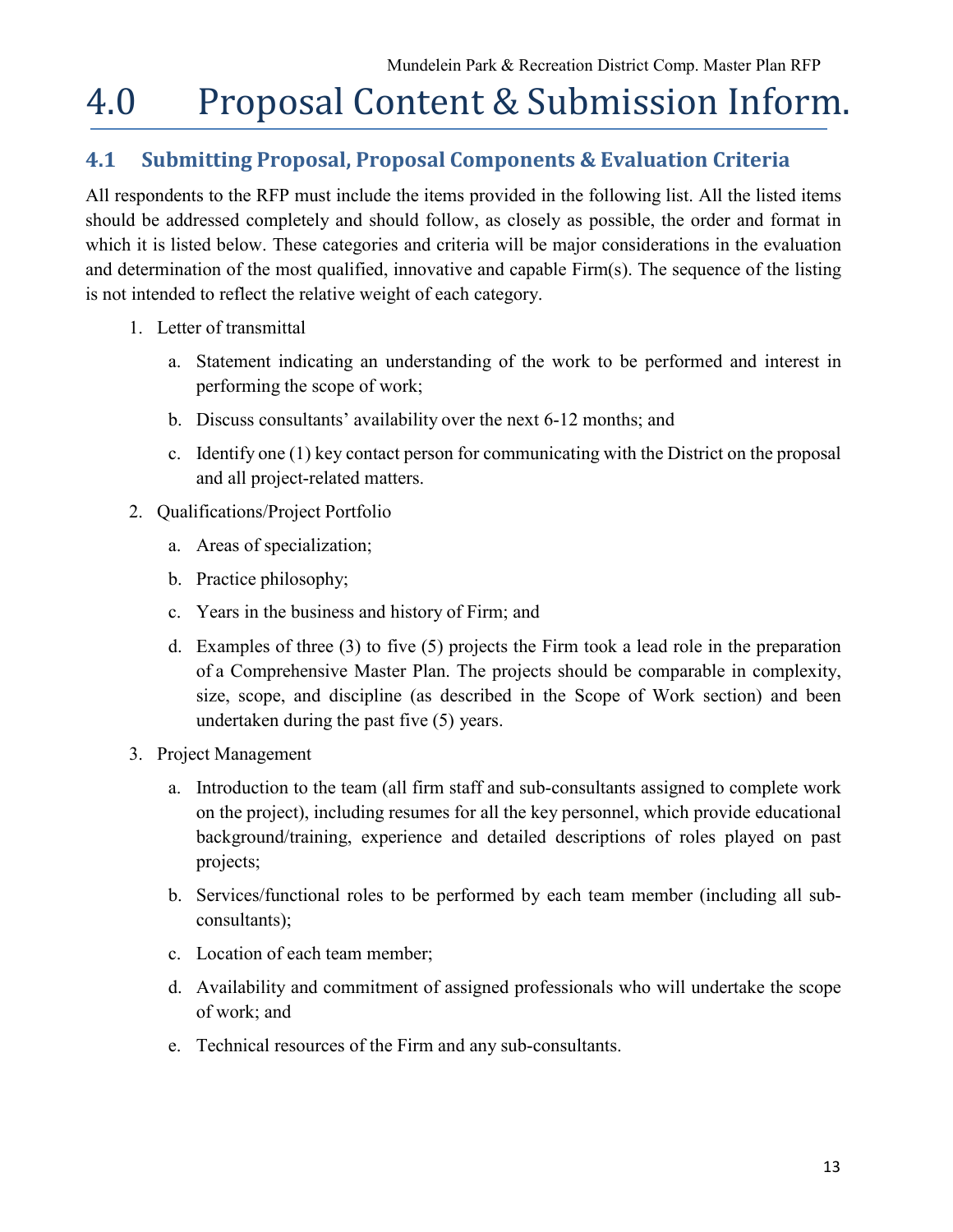# 4.0 Proposal Content & Submission Inform.

## 4.1 Submitting Proposal, Proposal Components & Evaluation Criteria

All respondents to the RFP must include the items provided in the following list. All the listed items should be addressed completely and should follow, as closely as possible, the order and format in which it is listed below. These categories and criteria will be major considerations in the evaluation and determination of the most qualified, innovative and capable Firm(s). The sequence of the listing is not intended to reflect the relative weight of each category.

1. Letter of transmittal
   a. Statement indicating an understanding of the work to be performed and interest in performing the scope of work;
   b. Discuss consultants' availability over the next 6-12 months; and
   c. Identify one (1) key contact person for communicating with the District on the proposal and all project-related matters.
2. Qualifications/Project Portfolio
   a. Areas of specialization;
   b. Practice philosophy;
   c. Years in the business and history of Firm; and
   d. Examples of three (3) to five (5) projects the Firm took a lead role in the preparation of a Comprehensive Master Plan. The projects should be comparable in complexity, size, scope, and discipline (as described in the Scope of Work section) and been undertaken during the past five (5) years.
3. Project Management
   a. Introduction to the team (all firm staff and sub-consultants assigned to complete work on the project), including resumes for all the key personnel, which provide educational background/training, experience and detailed descriptions of roles played on past projects;
   b. Services/functional roles to be performed by each team member (including all sub-consultants);
   c. Location of each team member;
   d. Availability and commitment of assigned professionals who will undertake the scope of work; and
   e. Technical resources of the Firm and any sub-consultants.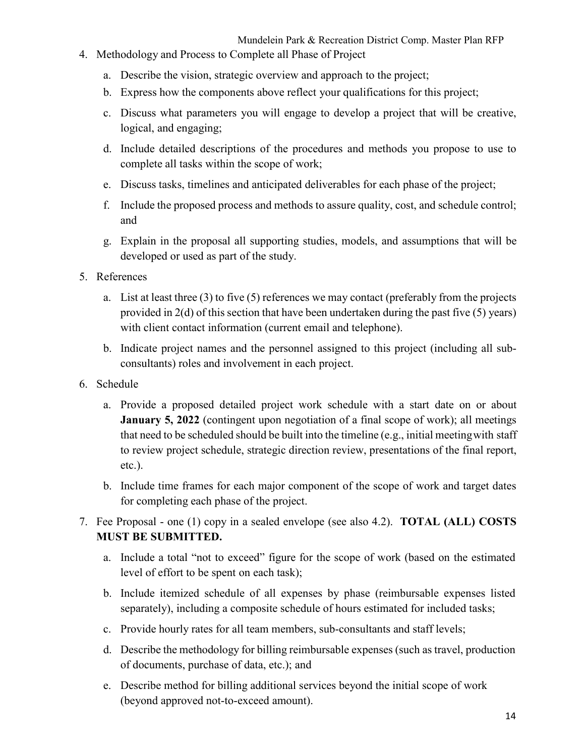4. Methodology and Process to Complete all Phase of Project
   a. Describe the vision, strategic overview and approach to the project;
   b. Express how the components above reflect your qualifications for this project;
   c. Discuss what parameters you will engage to develop a project that will be creative, logical, and engaging;
   d. Include detailed descriptions of the procedures and methods you propose to use to complete all tasks within the scope of work;
   e. Discuss tasks, timelines and anticipated deliverables for each phase of the project;
   f. Include the proposed process and methods to assure quality, cost, and schedule control; and
   g. Explain in the proposal all supporting studies, models, and assumptions that will be developed or used as part of the study.
5. References
   a. List at least three (3) to five (5) references we may contact (preferably from the projects provided in 2(d) of this section that have been undertaken during the past five (5) years) with client contact information (current email and telephone).
   b. Indicate project names and the personnel assigned to this project (including all sub-consultants) roles and involvement in each project.
6. Schedule
   a. Provide a proposed detailed project work schedule with a start date on or about **January 5, 2022** (contingent upon negotiation of a final scope of work); all meetings that need to be scheduled should be built into the timeline (e.g., initial meeting with staff to review project schedule, strategic direction review, presentations of the final report, etc.).
   b. Include time frames for each major component of the scope of work and target dates for completing each phase of the project.
7. Fee Proposal - one (1) copy in a sealed envelope (see also 4.2). **TOTAL (ALL) COSTS MUST BE SUBMITTED.**
   a. Include a total "not to exceed" figure for the scope of work (based on the estimated level of effort to be spent on each task);
   b. Include itemized schedule of all expenses by phase (reimbursable expenses listed separately), including a composite schedule of hours estimated for included tasks;
   c. Provide hourly rates for all team members, sub-consultants and staff levels;
   d. Describe the methodology for billing reimbursable expenses (such as travel, production of documents, purchase of data, etc.); and
   e. Describe method for billing additional services beyond the initial scope of work (beyond approved not-to-exceed amount).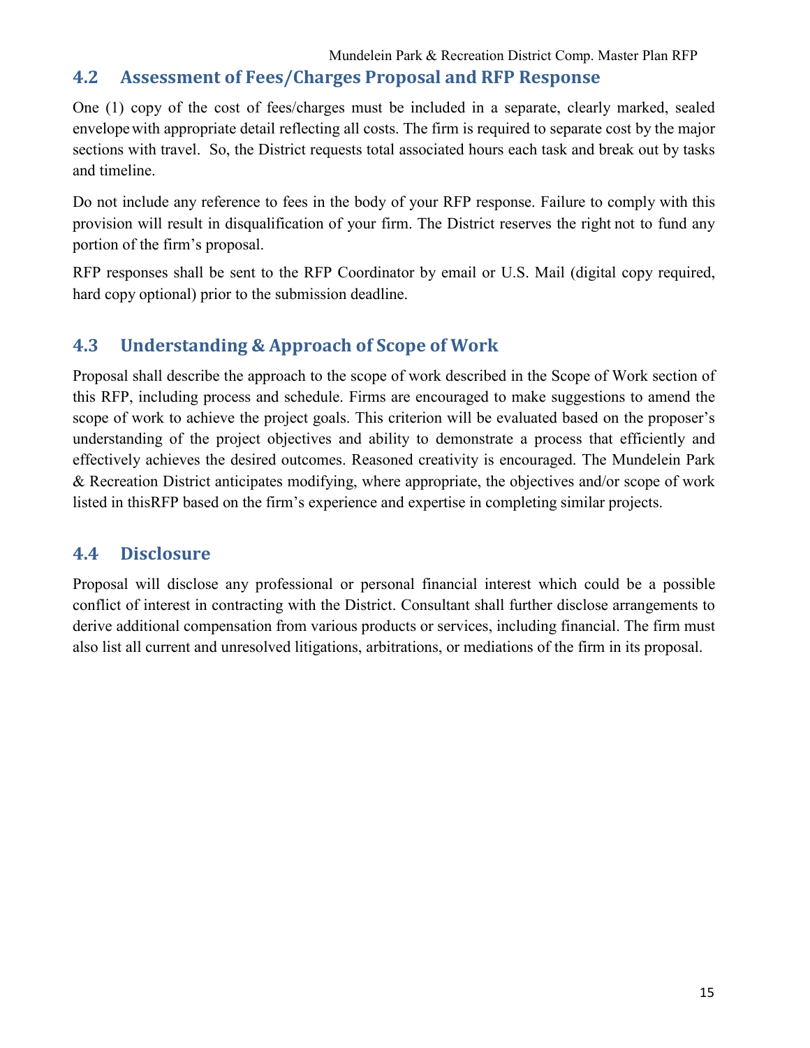## 4.2 Assessment of Fees/Charges Proposal and RFP Response

One (1) copy of the cost of fees/charges must be included in a separate, clearly marked, sealed envelope with appropriate detail reflecting all costs. The firm is required to separate cost by the major sections with travel. So, the District requests total associated hours each task and break out by tasks and timeline.

Do not include any reference to fees in the body of your RFP response. Failure to comply with this provision will result in disqualification of your firm. The District reserves the right not to fund any portion of the firm's proposal.

RFP responses shall be sent to the RFP Coordinator by email or U.S. Mail (digital copy required, hard copy optional) prior to the submission deadline.

## 4.3 Understanding & Approach of Scope of Work

Proposal shall describe the approach to the scope of work described in the Scope of Work section of this RFP, including process and schedule. Firms are encouraged to make suggestions to amend the scope of work to achieve the project goals. This criterion will be evaluated based on the proposer's understanding of the project objectives and ability to demonstrate a process that efficiently and effectively achieves the desired outcomes. Reasoned creativity is encouraged. The Mundelein Park & Recreation District anticipates modifying, where appropriate, the objectives and/or scope of work listed in thisRFP based on the firm's experience and expertise in completing similar projects.

## 4.4 Disclosure

Proposal will disclose any professional or personal financial interest which could be a possible conflict of interest in contracting with the District. Consultant shall further disclose arrangements to derive additional compensation from various products or services, including financial. The firm must also list all current and unresolved litigations, arbitrations, or mediations of the firm in its proposal.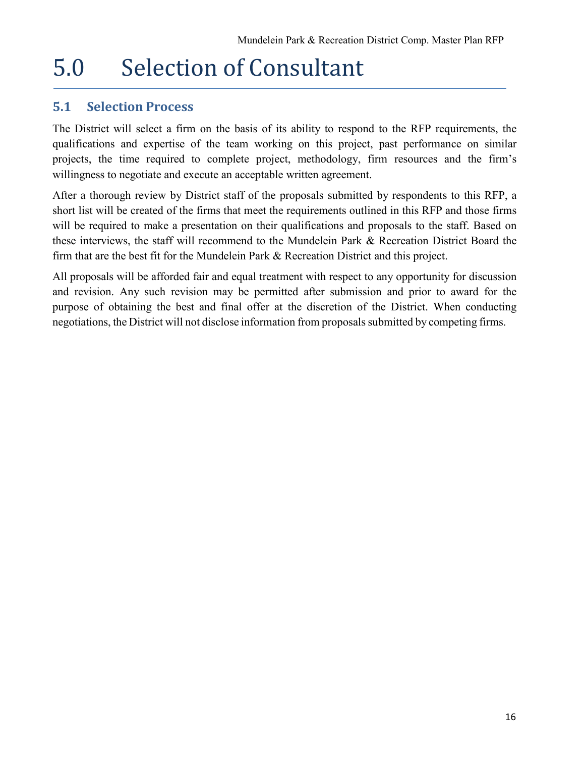# 5.0 Selection of Consultant

## 5.1 Selection Process

The District will select a firm on the basis of its ability to respond to the RFP requirements, the qualifications and expertise of the team working on this project, past performance on similar projects, the time required to complete project, methodology, firm resources and the firm's willingness to negotiate and execute an acceptable written agreement.

After a thorough review by District staff of the proposals submitted by respondents to this RFP, a short list will be created of the firms that meet the requirements outlined in this RFP and those firms will be required to make a presentation on their qualifications and proposals to the staff. Based on these interviews, the staff will recommend to the Mundelein Park & Recreation District Board the firm that are the best fit for the Mundelein Park & Recreation District and this project.

All proposals will be afforded fair and equal treatment with respect to any opportunity for discussion and revision. Any such revision may be permitted after submission and prior to award for the purpose of obtaining the best and final offer at the discretion of the District. When conducting negotiations, the District will not disclose information from proposals submitted by competing firms.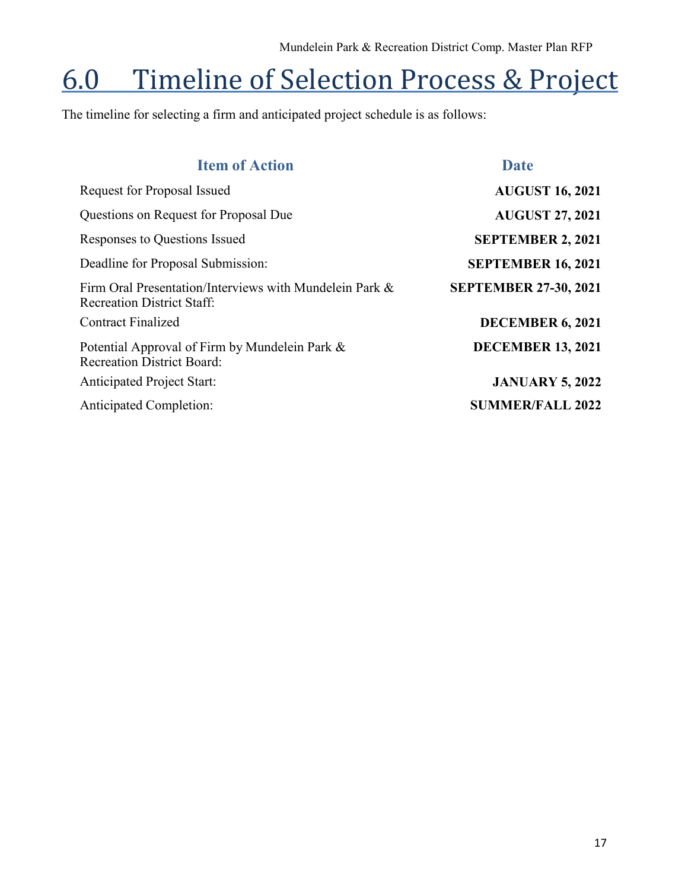# 6.0 Timeline of Selection Process & Project

The timeline for selecting a firm and anticipated project schedule is as follows:

| Item of Action | Date |
| --- | --- |
| Request for Proposal Issued | **AUGUST 16, 2021** |
| Questions on Request for Proposal Due | **AUGUST 27, 2021** |
| Responses to Questions Issued | **SEPTEMBER 2, 2021** |
| Deadline for Proposal Submission: | **SEPTEMBER 16, 2021** |
| Firm Oral Presentation/Interviews with Mundelein Park & Recreation District Staff: | **SEPTEMBER 27-30, 2021** |
| Contract Finalized | **DECEMBER 6, 2021** |
| Potential Approval of Firm by Mundelein Park & Recreation District Board: | **DECEMBER 13, 2021** |
| Anticipated Project Start: | **JANUARY 5, 2022** |
| Anticipated Completion: | **SUMMER/FALL 2022** |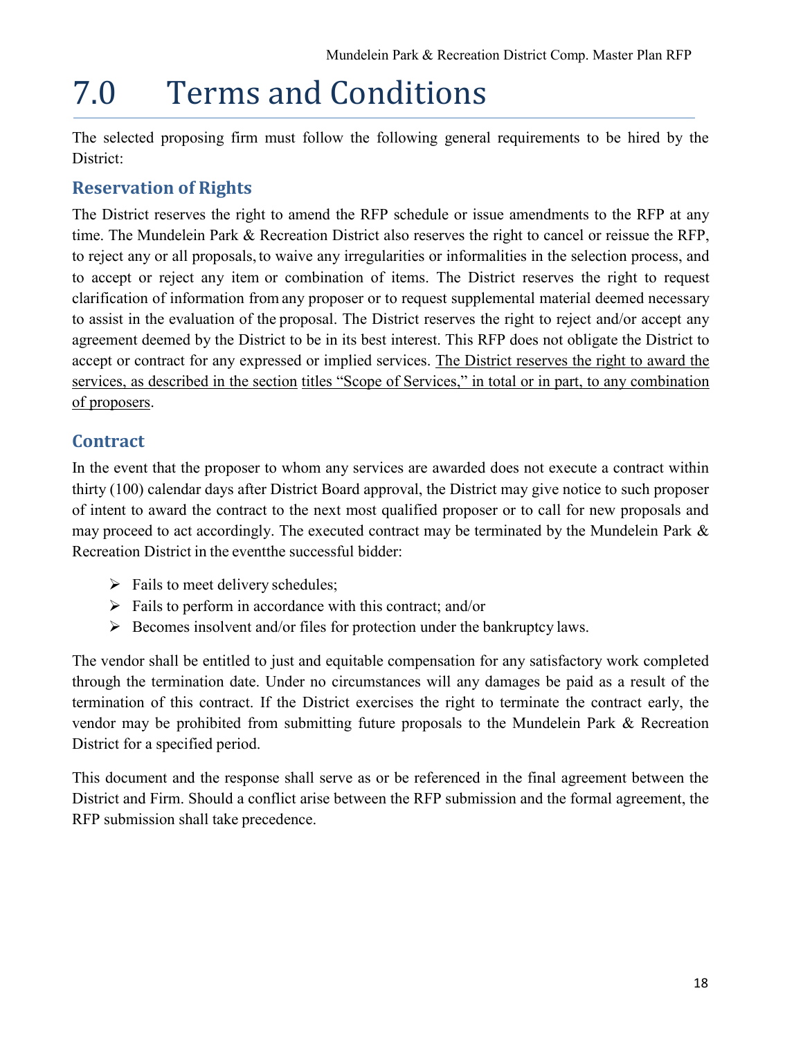# 7.0 Terms and Conditions

The selected proposing firm must follow the following general requirements to be hired by the District:

## Reservation of Rights

The District reserves the right to amend the RFP schedule or issue amendments to the RFP at any time. The Mundelein Park & Recreation District also reserves the right to cancel or reissue the RFP, to reject any or all proposals, to waive any irregularities or informalities in the selection process, and to accept or reject any item or combination of items. The District reserves the right to request clarification of information from any proposer or to request supplemental material deemed necessary to assist in the evaluation of the proposal. The District reserves the right to reject and/or accept any agreement deemed by the District to be in its best interest. This RFP does not obligate the District to accept or contract for any expressed or implied services. The District reserves the right to award the services, as described in the section titles "Scope of Services," in total or in part, to any combination of proposers.

## Contract

In the event that the proposer to whom any services are awarded does not execute a contract within thirty (100) calendar days after District Board approval, the District may give notice to such proposer of intent to award the contract to the next most qualified proposer or to call for new proposals and may proceed to act accordingly. The executed contract may be terminated by the Mundelein Park & Recreation District in the eventthe successful bidder:

- Fails to meet delivery schedules;
- Fails to perform in accordance with this contract; and/or
- Becomes insolvent and/or files for protection under the bankruptcy laws.

The vendor shall be entitled to just and equitable compensation for any satisfactory work completed through the termination date. Under no circumstances will any damages be paid as a result of the termination of this contract. If the District exercises the right to terminate the contract early, the vendor may be prohibited from submitting future proposals to the Mundelein Park & Recreation District for a specified period.

This document and the response shall serve as or be referenced in the final agreement between the District and Firm. Should a conflict arise between the RFP submission and the formal agreement, the RFP submission shall take precedence.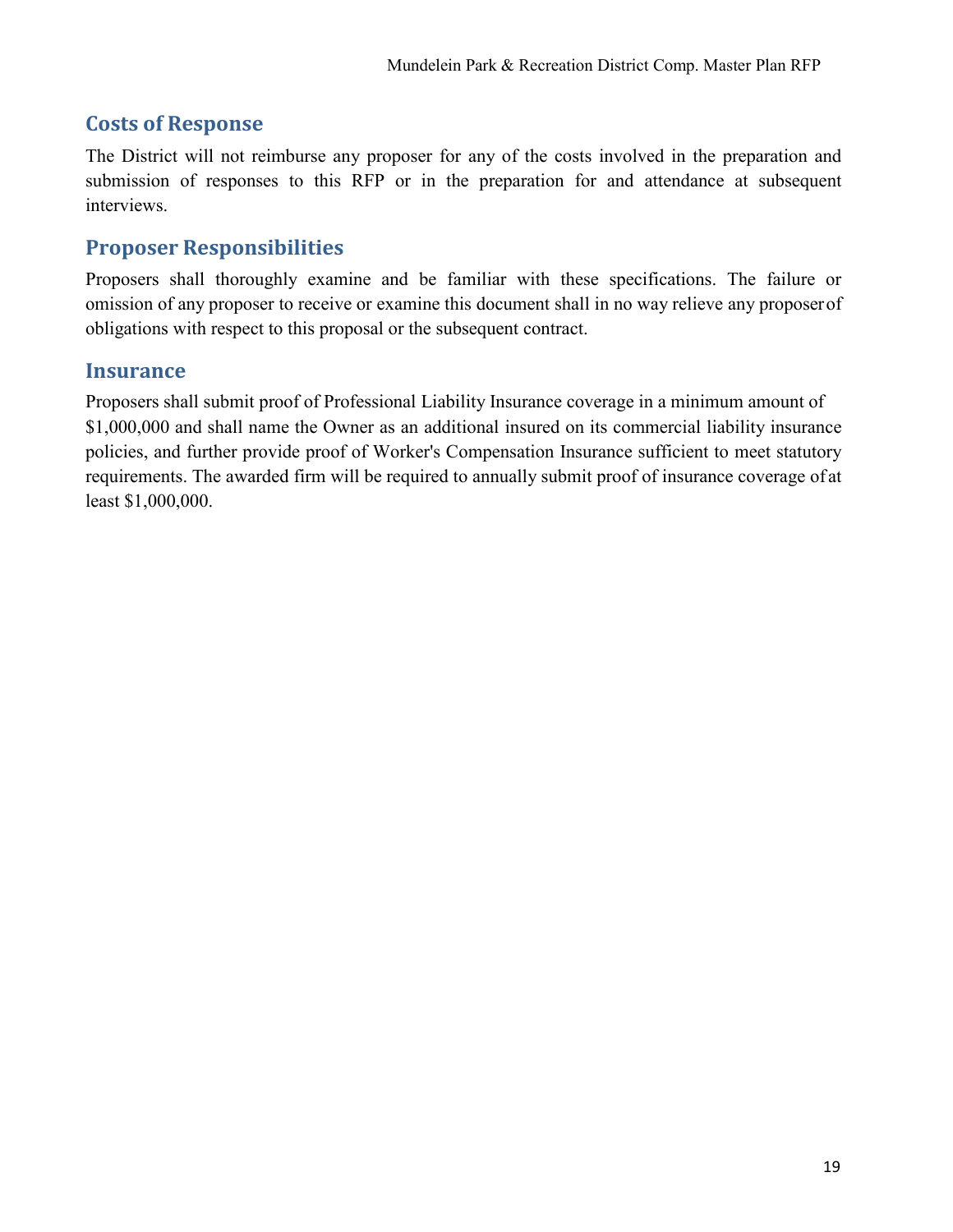## Costs of Response

The District will not reimburse any proposer for any of the costs involved in the preparation and submission of responses to this RFP or in the preparation for and attendance at subsequent interviews.

## Proposer Responsibilities

Proposers shall thoroughly examine and be familiar with these specifications. The failure or omission of any proposer to receive or examine this document shall in no way relieve any proposer of obligations with respect to this proposal or the subsequent contract.

## Insurance

Proposers shall submit proof of Professional Liability Insurance coverage in a minimum amount of $1,000,000 and shall name the Owner as an additional insured on its commercial liability insurance policies, and further provide proof of Worker's Compensation Insurance sufficient to meet statutory requirements. The awarded firm will be required to annually submit proof of insurance coverage of at least $1,000,000.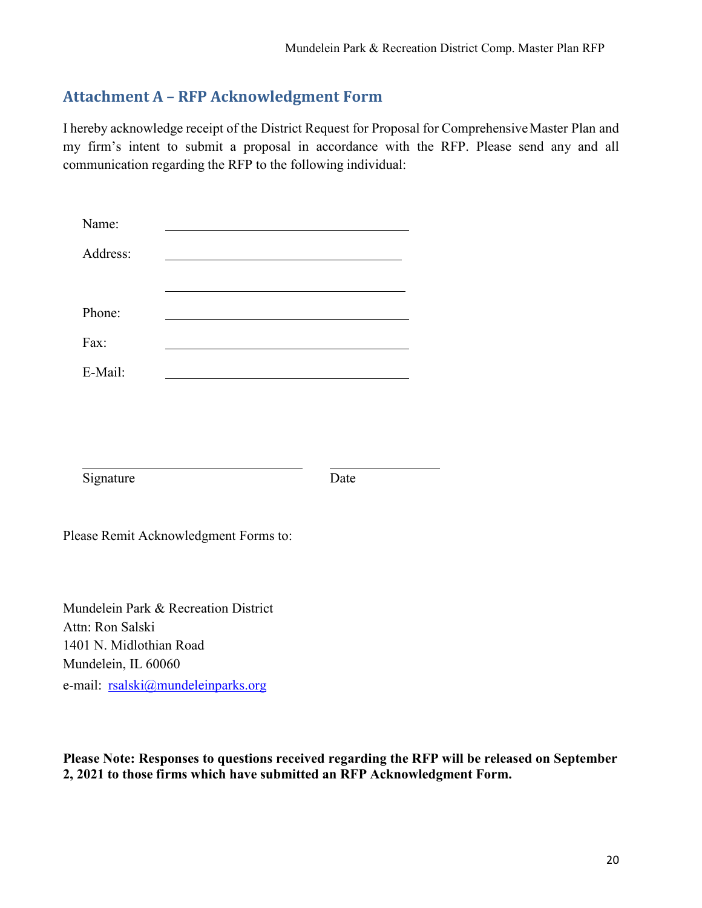## Attachment A – RFP Acknowledgment Form

I hereby acknowledge receipt of the District Request for Proposal for Comprehensive Master Plan and my firm's intent to submit a proposal in accordance with the RFP. Please send any and all communication regarding the RFP to the following individual:

Name: ______________________________

Address: ______________________________

______________________________

Phone: ______________________________

Fax: ______________________________

E-Mail: ______________________________

______________________________ ______________

Signature Date

Please Remit Acknowledgment Forms to:

Mundelein Park & Recreation District
Attn: Ron Salski
1401 N. Midlothian Road
Mundelein, IL 60060
e-mail: rsalski@mundeleinparks.org

**Please Note: Responses to questions received regarding the RFP will be released on September 2, 2021 to those firms which have submitted an RFP Acknowledgment Form.**